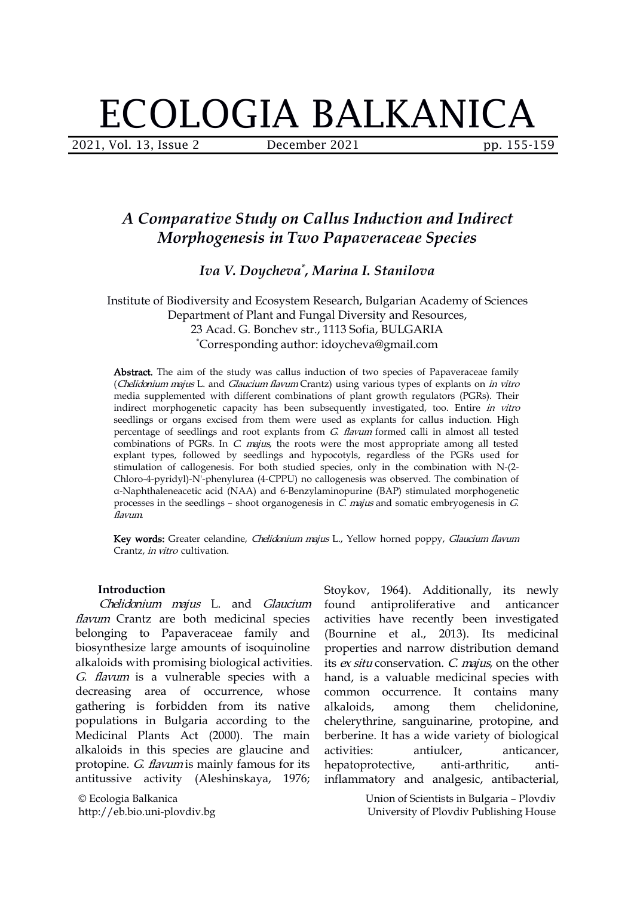# A Comparative Study on Callus Induction and Indirect Morphogenesis in Two Papaveraceae Species

***Iva V. Doycheva*[*]*, Marina I. Stanilova***

Institute of Biodiversity and Ecosystem Research, Bulgarian Academy of Sciences
Department of Plant and Fungal Diversity and Resources,
23 Acad. G. Bonchev str., 1113 Sofia, BULGARIA
[*]Corresponding author: idoycheva@gmail.com

**Abstract.** The aim of the study was callus induction of two species of Papaveraceae family (*Chelidonium majus* L. and *Glaucium flavum* Crantz) using various types of explants on *in vitro* media supplemented with different combinations of plant growth regulators (PGRs). Their indirect morphogenetic capacity has been subsequently investigated, too. Entire *in vitro* seedlings or organs excised from them were used as explants for callus induction. High percentage of seedlings and root explants from *G. flavum* formed calli in almost all tested combinations of PGRs. In *C. majus*, the roots were the most appropriate among all tested explant types, followed by seedlings and hypocotyls, regardless of the PGRs used for stimulation of callogenesis. For both studied species, only in the combination with N-(2-Chloro-4-pyridyl)-N'-phenylurea (4-CPPU) no callogenesis was observed. The combination of α-Naphthaleneacetic acid (NAA) and 6-Benzylaminopurine (BAP) stimulated morphogenetic processes in the seedlings – shoot organogenesis in *C. majus* and somatic embryogenesis in *G. flavum*.

**Key words:** Greater celandine, *Chelidonium majus* L., Yellow horned poppy, *Glaucium flavum* Crantz, *in vitro* cultivation.

## Introduction

*Chelidonium majus* L. and *Glaucium flavum* Crantz are both medicinal species belonging to Papaveraceae family and biosynthesize large amounts of isoquinoline alkaloids with promising biological activities. *G. flavum* is a vulnerable species with a decreasing area of occurrence, whose gathering is forbidden from its native populations in Bulgaria according to the Medicinal Plants Act (2000). The main alkaloids in this species are glaucine and protopine. *G. flavum* is mainly famous for its antitussive activity (Aleshinskaya, 1976; Stoykov, 1964). Additionally, its newly found antiproliferative and anticancer activities have recently been investigated (Bournine et al., 2013). Its medicinal properties and narrow distribution demand its *ex situ* conservation. *C. majus*, on the other hand, is a valuable medicinal species with common occurrence. It contains many alkaloids, among them chelidonine, chelerythrine, sanguinarine, protopine, and berberine. It has a wide variety of biological activities: antiulcer, anticancer, hepatoprotective, anti-arthritic, anti-inflammatory and analgesic, antibacterial,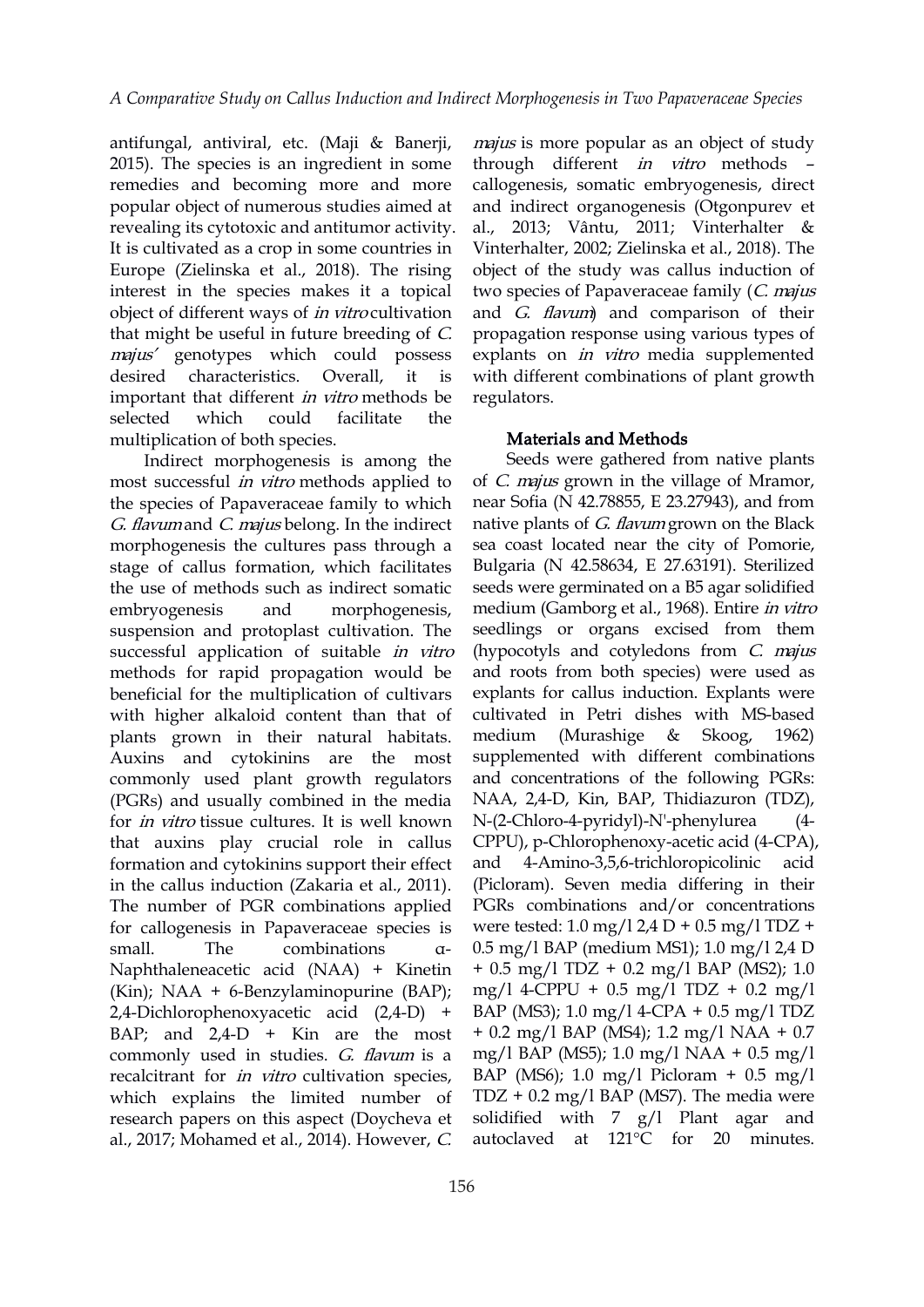antifungal, antiviral, etc. (Maji & Banerji, 2015). The species is an ingredient in some remedies and becoming more and more popular object of numerous studies aimed at revealing its cytotoxic and antitumor activity. It is cultivated as a crop in some countries in Europe (Zielinska et al., 2018). The rising interest in the species makes it a topical object of different ways of *in vitro* cultivation that might be useful in future breeding of *C. majus'* genotypes which could possess desired characteristics. Overall, it is important that different *in vitro* methods be selected which could facilitate the multiplication of both species.

Indirect morphogenesis is among the most successful *in vitro* methods applied to the species of Papaveraceae family to which *G. flavum* and *C. majus* belong. In the indirect morphogenesis the cultures pass through a stage of callus formation, which facilitates the use of methods such as indirect somatic embryogenesis and morphogenesis, suspension and protoplast cultivation. The successful application of suitable *in vitro* methods for rapid propagation would be beneficial for the multiplication of cultivars with higher alkaloid content than that of plants grown in their natural habitats. Auxins and cytokinins are the most commonly used plant growth regulators (PGRs) and usually combined in the media for *in vitro* tissue cultures. It is well known that auxins play crucial role in callus formation and cytokinins support their effect in the callus induction (Zakaria et al., 2011). The number of PGR combinations applied for callogenesis in Papaveraceae species is small. The combinations α-Naphthaleneacetic acid (NAA) + Kinetin (Kin); NAA + 6-Benzylaminopurine (BAP); 2,4-Dichlorophenoxyacetic acid (2,4-D) + BAP; and 2,4-D + Kin are the most commonly used in studies. *G. flavum* is a recalcitrant for *in vitro* cultivation species, which explains the limited number of research papers on this aspect (Doycheva et al., 2017; Mohamed et al., 2014). However, *C. majus* is more popular as an object of study through different *in vitro* methods – callogenesis, somatic embryogenesis, direct and indirect organogenesis (Otgonpurev et al., 2013; Vântu, 2011; Vinterhalter & Vinterhalter, 2002; Zielinska et al., 2018). The object of the study was callus induction of two species of Papaveraceae family (*C. majus* and *G. flavum*) and comparison of their propagation response using various types of explants on *in vitro* media supplemented with different combinations of plant growth regulators.

## Materials and Methods

Seeds were gathered from native plants of *C. majus* grown in the village of Mramor, near Sofia (N 42.78855, E 23.27943), and from native plants of *G. flavum* grown on the Black sea coast located near the city of Pomorie, Bulgaria (N 42.58634, E 27.63191). Sterilized seeds were germinated on a B5 agar solidified medium (Gamborg et al., 1968). Entire *in vitro* seedlings or organs excised from them (hypocotyls and cotyledons from *C. majus* and roots from both species) were used as explants for callus induction. Explants were cultivated in Petri dishes with MS-based medium (Murashige & Skoog, 1962) supplemented with different combinations and concentrations of the following PGRs: NAA, 2,4-D, Kin, BAP, Thidiazuron (TDZ), N-(2-Chloro-4-pyridyl)-N'-phenylurea (4-CPPU), p-Chlorophenoxy-acetic acid (4-CPA), and 4-Amino-3,5,6-trichloropicolinic acid (Picloram). Seven media differing in their PGRs combinations and/or concentrations were tested: 1.0 mg/l 2,4 D + 0.5 mg/l TDZ + 0.5 mg/l BAP (medium MS1); 1.0 mg/l 2,4 D + 0.5 mg/l TDZ + 0.2 mg/l BAP (MS2); 1.0 mg/l 4-CPPU + 0.5 mg/l TDZ + 0.2 mg/l BAP (MS3); 1.0 mg/l 4-CPA + 0.5 mg/l TDZ + 0.2 mg/l BAP (MS4); 1.2 mg/l NAA + 0.7 mg/l BAP (MS5); 1.0 mg/l NAA + 0.5 mg/l BAP (MS6); 1.0 mg/l Picloram + 0.5 mg/l TDZ + 0.2 mg/l BAP (MS7). The media were solidified with 7 g/l Plant agar and autoclaved at 121°C for 20 minutes.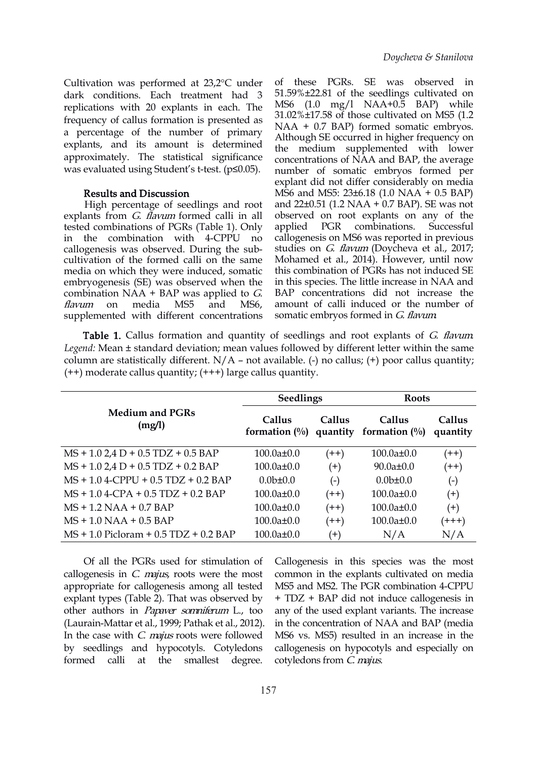Cultivation was performed at 23,2°C under dark conditions. Each treatment had 3 replications with 20 explants in each. The frequency of callus formation is presented as a percentage of the number of primary explants, and its amount is determined approximately. The statistical significance was evaluated using Student's t-test. ($p \leq 0.05$).

## Results and Discussion

High percentage of seedlings and root explants from *G. flavum* formed calli in all tested combinations of PGRs (Table 1). Only in the combination with 4-CPPU no callogenesis was observed. During the sub-cultivation of the formed calli on the same media on which they were induced, somatic embryogenesis (SE) was observed when the combination NAA + BAP was applied to *G. flavum* on media MS5 and MS6, supplemented with different concentrations of these PGRs. SE was observed in 51.59%±22.81 of the seedlings cultivated on MS6 (1.0 mg/l NAA+0.5 BAP) while 31.02%±17.58 of those cultivated on MS5 (1.2 NAA + 0.7 BAP) formed somatic embryos. Although SE occurred in higher frequency on the medium supplemented with lower concentrations of NAA and BAP, the average number of somatic embryos formed per explant did not differ considerably on media MS6 and MS5: 23±6.18 (1.0 NAA + 0.5 BAP) and 22±0.51 (1.2 NAA + 0.7 BAP). SE was not observed on root explants on any of the applied PGR combinations. Successful callogenesis on MS6 was reported in previous studies on *G. flavum* (Doycheva et al., 2017; Mohamed et al., 2014). However, until now this combination of PGRs has not induced SE in this species. The little increase in NAA and BAP concentrations did not increase the amount of calli induced or the number of somatic embryos formed in *G. flavum*.

**Table 1.** Callus formation and quantity of seedlings and root explants of *G. flavum*. *Legend:* Mean ± standard deviation; mean values followed by different letter within the same column are statistically different. N/A – not available. (-) no callus; (+) poor callus quantity; (++) moderate callus quantity; (+++) large callus quantity.

| Medium and PGRs (mg/l) | Seedlings | | Roots | |
|---|---|---|---|---|
| | Callus formation (%) | Callus quantity | Callus formation (%) | Callus quantity |
| MS + 1.0 2,4 D + 0.5 TDZ + 0.5 BAP | 100.0a±0.0 | (++) | 100.0a±0.0 | (++) |
| MS + 1.0 2,4 D + 0.5 TDZ + 0.2 BAP | 100.0a±0.0 | (+) | 90.0a±0.0 | (++) |
| MS + 1.0 4-CPPU + 0.5 TDZ + 0.2 BAP | 0.0b±0.0 | (-) | 0.0b±0.0 | (-) |
| MS + 1.0 4-CPA + 0.5 TDZ + 0.2 BAP | 100.0a±0.0 | (++) | 100.0a±0.0 | (+) |
| MS + 1.2 NAA + 0.7 BAP | 100.0a±0.0 | (++) | 100.0a±0.0 | (+) |
| MS + 1.0 NAA + 0.5 BAP | 100.0a±0.0 | (++) | 100.0a±0.0 | (+++) |
| MS + 1.0 Picloram + 0.5 TDZ + 0.2 BAP | 100.0a±0.0 | (+) | N/A | N/A |

Of all the PGRs used for stimulation of callogenesis in *C. majus*, roots were the most appropriate for callogenesis among all tested explant types (Table 2). That was observed by other authors in *Papaver somniferum* L., too (Laurain-Mattar et al., 1999; Pathak et al., 2012). In the case with *C. majus* roots were followed by seedlings and hypocotyls. Cotyledons formed calli at the smallest degree. Callogenesis in this species was the most common in the explants cultivated on media MS5 and MS2. The PGR combination 4-CPPU + TDZ + BAP did not induce callogenesis in any of the used explant variants. The increase in the concentration of NAA and BAP (media MS6 vs. MS5) resulted in an increase in the callogenesis on hypocotyls and especially on cotyledons from *C. majus*.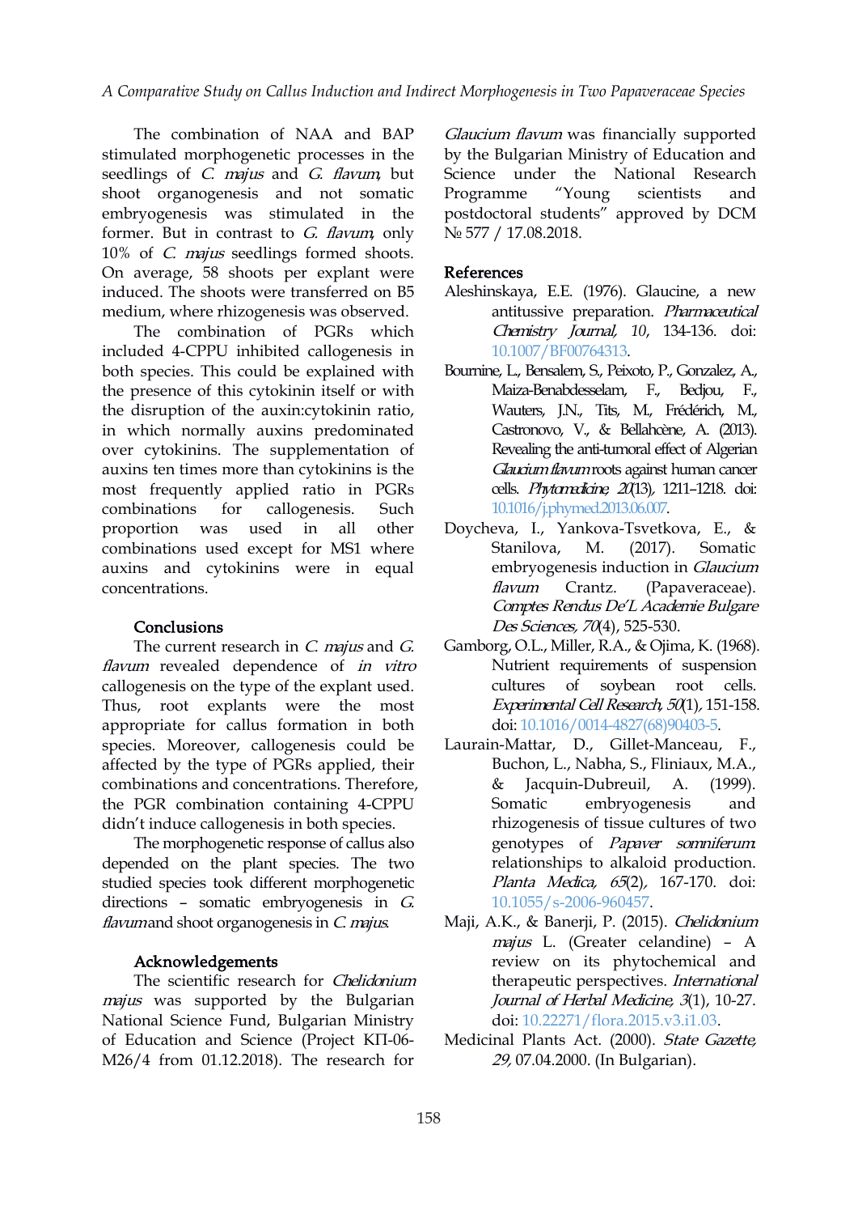The combination of NAA and BAP stimulated morphogenetic processes in the seedlings of *C. majus* and *G. flavum*, but shoot organogenesis and not somatic embryogenesis was stimulated in the former. But in contrast to *G. flavum*, only 10% of *C. majus* seedlings formed shoots. On average, 58 shoots per explant were induced. The shoots were transferred on B5 medium, where rhizogenesis was observed.

The combination of PGRs which included 4-CPPU inhibited callogenesis in both species. This could be explained with the presence of this cytokinin itself or with the disruption of the auxin:cytokinin ratio, in which normally auxins predominated over cytokinins. The supplementation of auxins ten times more than cytokinins is the most frequently applied ratio in PGRs combinations for callogenesis. Such proportion was used in all other combinations used except for MS1 where auxins and cytokinins were in equal concentrations.

## Conclusions

The current research in *C. majus* and *G. flavum* revealed dependence of *in vitro* callogenesis on the type of the explant used. Thus, root explants were the most appropriate for callus formation in both species. Moreover, callogenesis could be affected by the type of PGRs applied, their combinations and concentrations. Therefore, the PGR combination containing 4-CPPU didn't induce callogenesis in both species.

The morphogenetic response of callus also depended on the plant species. The two studied species took different morphogenetic directions – somatic embryogenesis in *G. flavum* and shoot organogenesis in *C. majus*.

## Acknowledgements

The scientific research for *Chelidonium majus* was supported by the Bulgarian National Science Fund, Bulgarian Ministry of Education and Science (Project КП-06-M26/4 from 01.12.2018). The research for *Glaucium flavum* was financially supported by the Bulgarian Ministry of Education and Science under the National Research Programme "Young scientists and postdoctoral students" approved by DCM № 577 / 17.08.2018.

## References

Aleshinskaya, E.E. (1976). Glaucine, a new antitussive preparation. *Pharmaceutical Chemistry Journal, 10*, 134-136. doi: 10.1007/BF00764313.

Bournine, L., Bensalem, S., Peixoto, P., Gonzalez, A., Maiza-Benabdesselam, F., Bedjou, F., Wauters, J.N., Tits, M., Frédérich, M., Castronovo, V., & Bellahcène, A. (2013). Revealing the anti-tumoral effect of Algerian *Glaucium flavum* roots against human cancer cells. *Phytomedicine, 20*(13), 1211–1218. doi: 10.1016/j.phymed.2013.06.007.

Doycheva, I., Yankova-Tsvetkova, E., & Stanilova, M. (2017). Somatic embryogenesis induction in *Glaucium flavum* Crantz. (Papaveraceae). *Comptes Rendus De'L Academie Bulgare Des Sciences, 70*(4), 525-530.

Gamborg, O.L., Miller, R.A., & Ojima, K. (1968). Nutrient requirements of suspension cultures of soybean root cells. *Experimental Cell Research, 50*(1), 151-158. doi: 10.1016/0014-4827(68)90403-5.

Laurain-Mattar, D., Gillet-Manceau, F., Buchon, L., Nabha, S., Fliniaux, M.A., & Jacquin-Dubreuil, A. (1999). Somatic embryogenesis and rhizogenesis of tissue cultures of two genotypes of *Papaver somniferum*: relationships to alkaloid production. *Planta Medica, 65*(2), 167-170. doi: 10.1055/s-2006-960457.

Maji, A.K., & Banerji, P. (2015). *Chelidonium majus* L. (Greater celandine) – A review on its phytochemical and therapeutic perspectives. *International Journal of Herbal Medicine, 3*(1), 10-27. doi: 10.22271/flora.2015.v3.i1.03.

Medicinal Plants Act. (2000). *State Gazette, 29*, 07.04.2000. (In Bulgarian).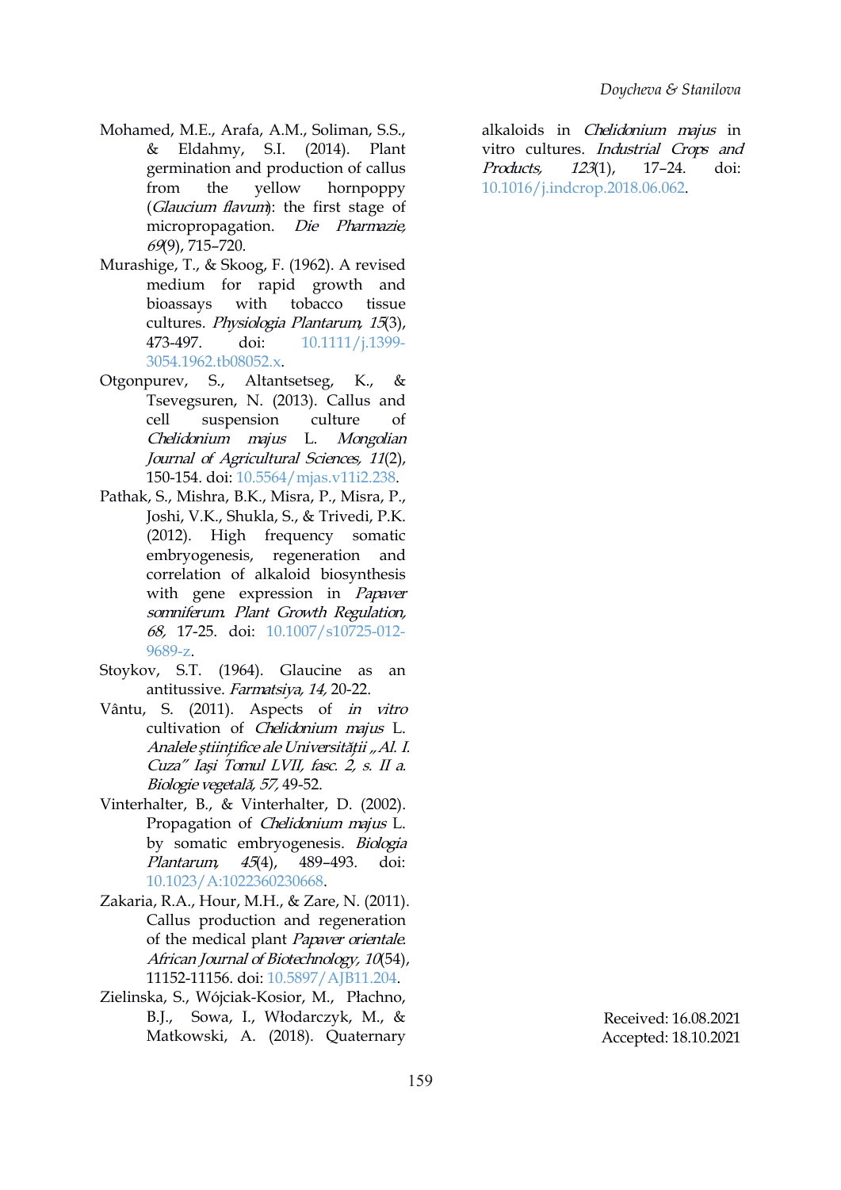Mohamed, M.E., Arafa, A.M., Soliman, S.S., & Eldahmy, S.I. (2014). Plant germination and production of callus from the yellow hornpoppy (*Glaucium flavum*): the first stage of micropropagation. *Die Pharmazie, 69*(9), 715–720.

Murashige, T., & Skoog, F. (1962). A revised medium for rapid growth and bioassays with tobacco tissue cultures. *Physiologia Plantarum, 15*(3), 473-497. doi: 10.1111/j.1399-3054.1962.tb08052.x.

Otgonpurev, S., Altantsetseg, K., & Tsevegsuren, N. (2013). Callus and cell suspension culture of *Chelidonium majus* L. *Mongolian Journal of Agricultural Sciences, 11*(2), 150-154. doi: 10.5564/mjas.v11i2.238.

Pathak, S., Mishra, B.K., Misra, P., Misra, P., Joshi, V.K., Shukla, S., & Trivedi, P.K. (2012). High frequency somatic embryogenesis, regeneration and correlation of alkaloid biosynthesis with gene expression in *Papaver somniferum*. *Plant Growth Regulation, 68,* 17-25. doi: 10.1007/s10725-012-9689-z.

Stoykov, S.T. (1964). Glaucine as an antitussive. *Farmatsiya, 14,* 20-22.

Vântu, S. (2011). Aspects of *in vitro* cultivation of *Chelidonium majus* L. *Analele științifice ale Universității „Al. I. Cuza" Iași Tomul LVII, fasc. 2, s. II a. Biologie vegetală, 57,* 49-52.

Vinterhalter, B., & Vinterhalter, D. (2002). Propagation of *Chelidonium majus* L. by somatic embryogenesis. *Biologia Plantarum, 45*(4), 489–493. doi: 10.1023/A:1022360230668.

Zakaria, R.A., Hour, M.H., & Zare, N. (2011). Callus production and regeneration of the medical plant *Papaver orientale*. *African Journal of Biotechnology, 10*(54), 11152-11156. doi: 10.5897/AJB11.204.

Zielinska, S., Wójciak-Kosior, M., Płachno, B.J., Sowa, I., Włodarczyk, M., & Matkowski, A. (2018). Quaternary alkaloids in *Chelidonium majus* in vitro cultures. *Industrial Crops and Products, 123*(1), 17–24. doi: 10.1016/j.indcrop.2018.06.062.

Received: 16.08.2021
Accepted: 18.10.2021